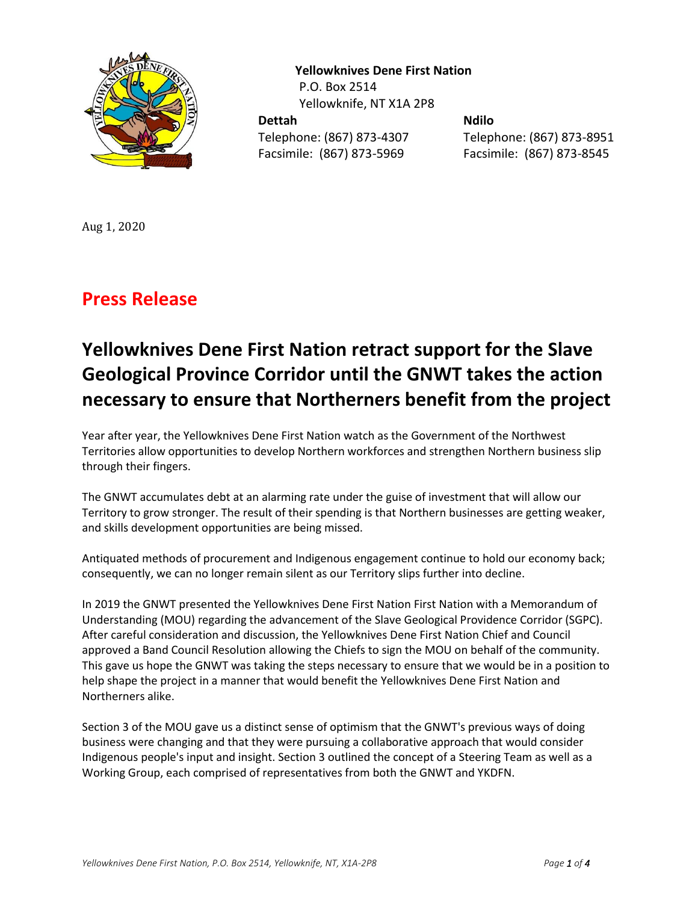**Yellowknives Dene First Nation**
P.O. Box 2514
Yellowknife, NT X1A 2P8

**Dettah**
Telephone: (867) 873-4307
Facsimile: (867) 873-5969

**Ndilo**
Telephone: (867) 873-8951
Facsimile: (867) 873-8545

Aug 1, 2020

# Press Release

## Yellowknives Dene First Nation retract support for the Slave Geological Province Corridor until the GNWT takes the action necessary to ensure that Northerners benefit from the project

Year after year, the Yellowknives Dene First Nation watch as the Government of the Northwest Territories allow opportunities to develop Northern workforces and strengthen Northern business slip through their fingers.

The GNWT accumulates debt at an alarming rate under the guise of investment that will allow our Territory to grow stronger. The result of their spending is that Northern businesses are getting weaker, and skills development opportunities are being missed.

Antiquated methods of procurement and Indigenous engagement continue to hold our economy back; consequently, we can no longer remain silent as our Territory slips further into decline.

In 2019 the GNWT presented the Yellowknives Dene First Nation First Nation with a Memorandum of Understanding (MOU) regarding the advancement of the Slave Geological Providence Corridor (SGPC). After careful consideration and discussion, the Yellowknives Dene First Nation Chief and Council approved a Band Council Resolution allowing the Chiefs to sign the MOU on behalf of the community. This gave us hope the GNWT was taking the steps necessary to ensure that we would be in a position to help shape the project in a manner that would benefit the Yellowknives Dene First Nation and Northerners alike.

Section 3 of the MOU gave us a distinct sense of optimism that the GNWT's previous ways of doing business were changing and that they were pursuing a collaborative approach that would consider Indigenous people's input and insight. Section 3 outlined the concept of a Steering Team as well as a Working Group, each comprised of representatives from both the GNWT and YKDFN.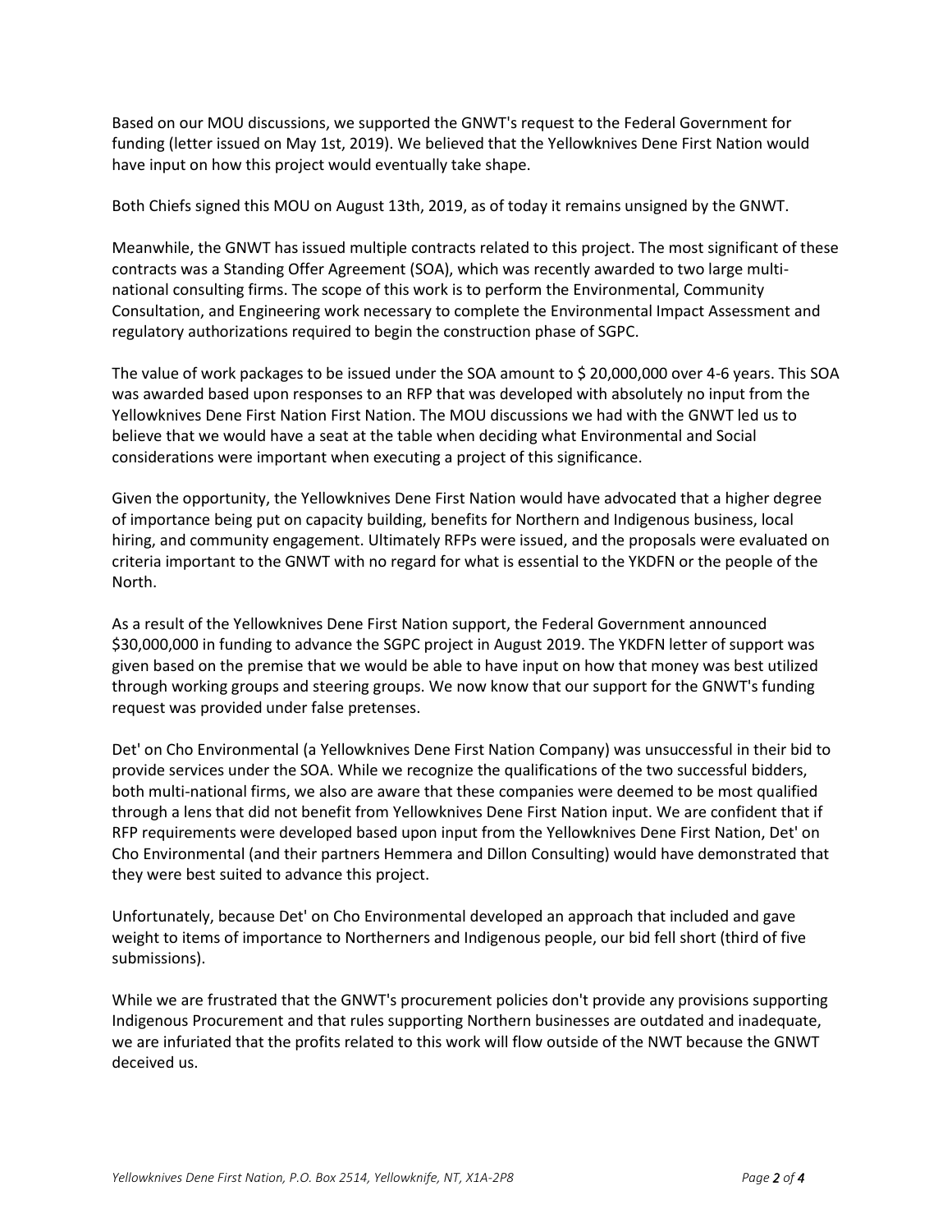Based on our MOU discussions, we supported the GNWT's request to the Federal Government for funding (letter issued on May 1st, 2019). We believed that the Yellowknives Dene First Nation would have input on how this project would eventually take shape.

Both Chiefs signed this MOU on August 13th, 2019, as of today it remains unsigned by the GNWT.

Meanwhile, the GNWT has issued multiple contracts related to this project. The most significant of these contracts was a Standing Offer Agreement (SOA), which was recently awarded to two large multi-national consulting firms. The scope of this work is to perform the Environmental, Community Consultation, and Engineering work necessary to complete the Environmental Impact Assessment and regulatory authorizations required to begin the construction phase of SGPC.

The value of work packages to be issued under the SOA amount to $ 20,000,000 over 4-6 years. This SOA was awarded based upon responses to an RFP that was developed with absolutely no input from the Yellowknives Dene First Nation First Nation. The MOU discussions we had with the GNWT led us to believe that we would have a seat at the table when deciding what Environmental and Social considerations were important when executing a project of this significance.

Given the opportunity, the Yellowknives Dene First Nation would have advocated that a higher degree of importance being put on capacity building, benefits for Northern and Indigenous business, local hiring, and community engagement. Ultimately RFPs were issued, and the proposals were evaluated on criteria important to the GNWT with no regard for what is essential to the YKDFN or the people of the North.

As a result of the Yellowknives Dene First Nation support, the Federal Government announced $30,000,000 in funding to advance the SGPC project in August 2019. The YKDFN letter of support was given based on the premise that we would be able to have input on how that money was best utilized through working groups and steering groups. We now know that our support for the GNWT's funding request was provided under false pretenses.

Det' on Cho Environmental (a Yellowknives Dene First Nation Company) was unsuccessful in their bid to provide services under the SOA. While we recognize the qualifications of the two successful bidders, both multi-national firms, we also are aware that these companies were deemed to be most qualified through a lens that did not benefit from Yellowknives Dene First Nation input. We are confident that if RFP requirements were developed based upon input from the Yellowknives Dene First Nation, Det' on Cho Environmental (and their partners Hemmera and Dillon Consulting) would have demonstrated that they were best suited to advance this project.

Unfortunately, because Det' on Cho Environmental developed an approach that included and gave weight to items of importance to Northerners and Indigenous people, our bid fell short (third of five submissions).

While we are frustrated that the GNWT's procurement policies don't provide any provisions supporting Indigenous Procurement and that rules supporting Northern businesses are outdated and inadequate, we are infuriated that the profits related to this work will flow outside of the NWT because the GNWT deceived us.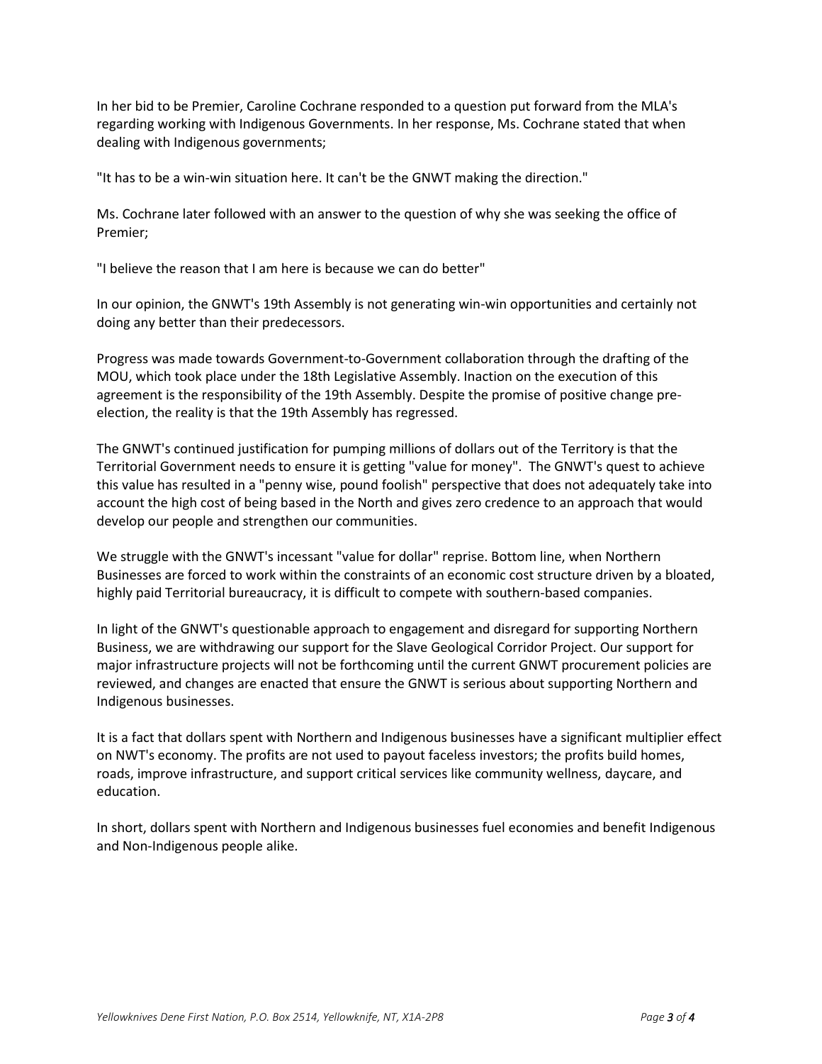In her bid to be Premier, Caroline Cochrane responded to a question put forward from the MLA's regarding working with Indigenous Governments. In her response, Ms. Cochrane stated that when dealing with Indigenous governments;

"It has to be a win-win situation here. It can't be the GNWT making the direction."

Ms. Cochrane later followed with an answer to the question of why she was seeking the office of Premier;

"I believe the reason that I am here is because we can do better"

In our opinion, the GNWT's 19th Assembly is not generating win-win opportunities and certainly not doing any better than their predecessors.

Progress was made towards Government-to-Government collaboration through the drafting of the MOU, which took place under the 18th Legislative Assembly. Inaction on the execution of this agreement is the responsibility of the 19th Assembly. Despite the promise of positive change pre-election, the reality is that the 19th Assembly has regressed.

The GNWT's continued justification for pumping millions of dollars out of the Territory is that the Territorial Government needs to ensure it is getting "value for money". The GNWT's quest to achieve this value has resulted in a "penny wise, pound foolish" perspective that does not adequately take into account the high cost of being based in the North and gives zero credence to an approach that would develop our people and strengthen our communities.

We struggle with the GNWT's incessant "value for dollar" reprise. Bottom line, when Northern Businesses are forced to work within the constraints of an economic cost structure driven by a bloated, highly paid Territorial bureaucracy, it is difficult to compete with southern-based companies.

In light of the GNWT's questionable approach to engagement and disregard for supporting Northern Business, we are withdrawing our support for the Slave Geological Corridor Project. Our support for major infrastructure projects will not be forthcoming until the current GNWT procurement policies are reviewed, and changes are enacted that ensure the GNWT is serious about supporting Northern and Indigenous businesses.

It is a fact that dollars spent with Northern and Indigenous businesses have a significant multiplier effect on NWT's economy. The profits are not used to payout faceless investors; the profits build homes, roads, improve infrastructure, and support critical services like community wellness, daycare, and education.

In short, dollars spent with Northern and Indigenous businesses fuel economies and benefit Indigenous and Non-Indigenous people alike.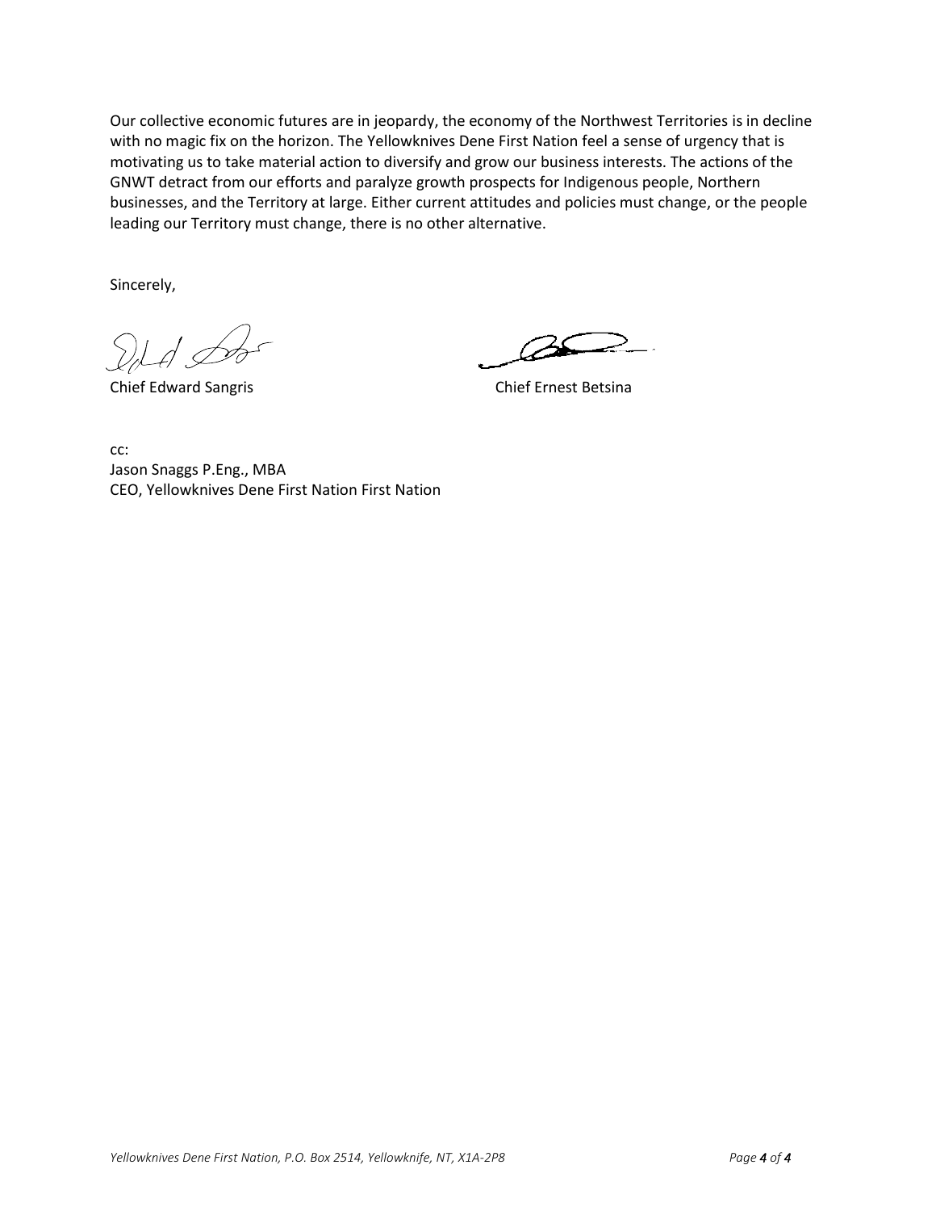Our collective economic futures are in jeopardy, the economy of the Northwest Territories is in decline with no magic fix on the horizon. The Yellowknives Dene First Nation feel a sense of urgency that is motivating us to take material action to diversify and grow our business interests. The actions of the GNWT detract from our efforts and paralyze growth prospects for Indigenous people, Northern businesses, and the Territory at large. Either current attitudes and policies must change, or the people leading our Territory must change, there is no other alternative.

Sincerely,

Chief Edward Sangris

Chief Ernest Betsina

cc:
Jason Snaggs P.Eng., MBA
CEO, Yellowknives Dene First Nation First Nation